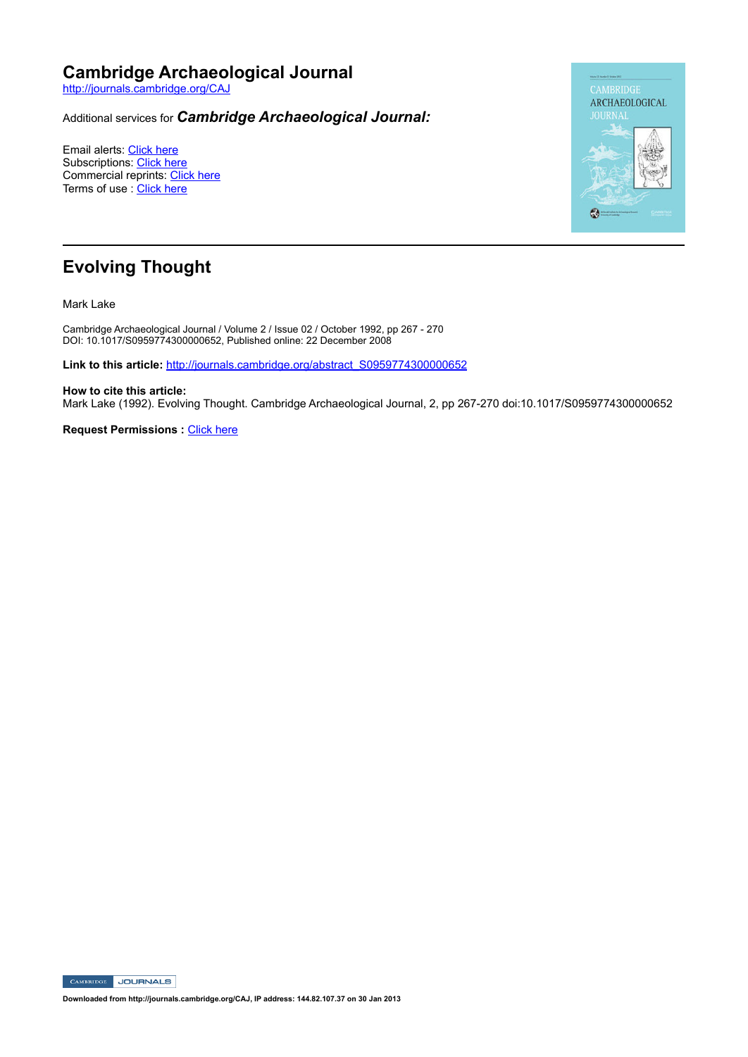# Cambridge Archaeological Journal

http://journals.cambridge.org/CAJ

Additional services for ***Cambridge Archaeological Journal:***

Email alerts: Click here
Subscriptions: Click here
Commercial reprints: Click here
Terms of use : Click here

## Evolving Thought

Mark Lake

Cambridge Archaeological Journal / Volume 2 / Issue 02 / October 1992, pp 267 - 270
DOI: 10.1017/S0959774300000652, Published online: 22 December 2008

**Link to this article:** http://journals.cambridge.org/abstract_S0959774300000652

**How to cite this article:**
Mark Lake (1992). Evolving Thought. Cambridge Archaeological Journal, 2, pp 267-270 doi:10.1017/S0959774300000652

**Request Permissions :** Click here

**Downloaded from http://journals.cambridge.org/CAJ, IP address: 144.82.107.37 on 30 Jan 2013**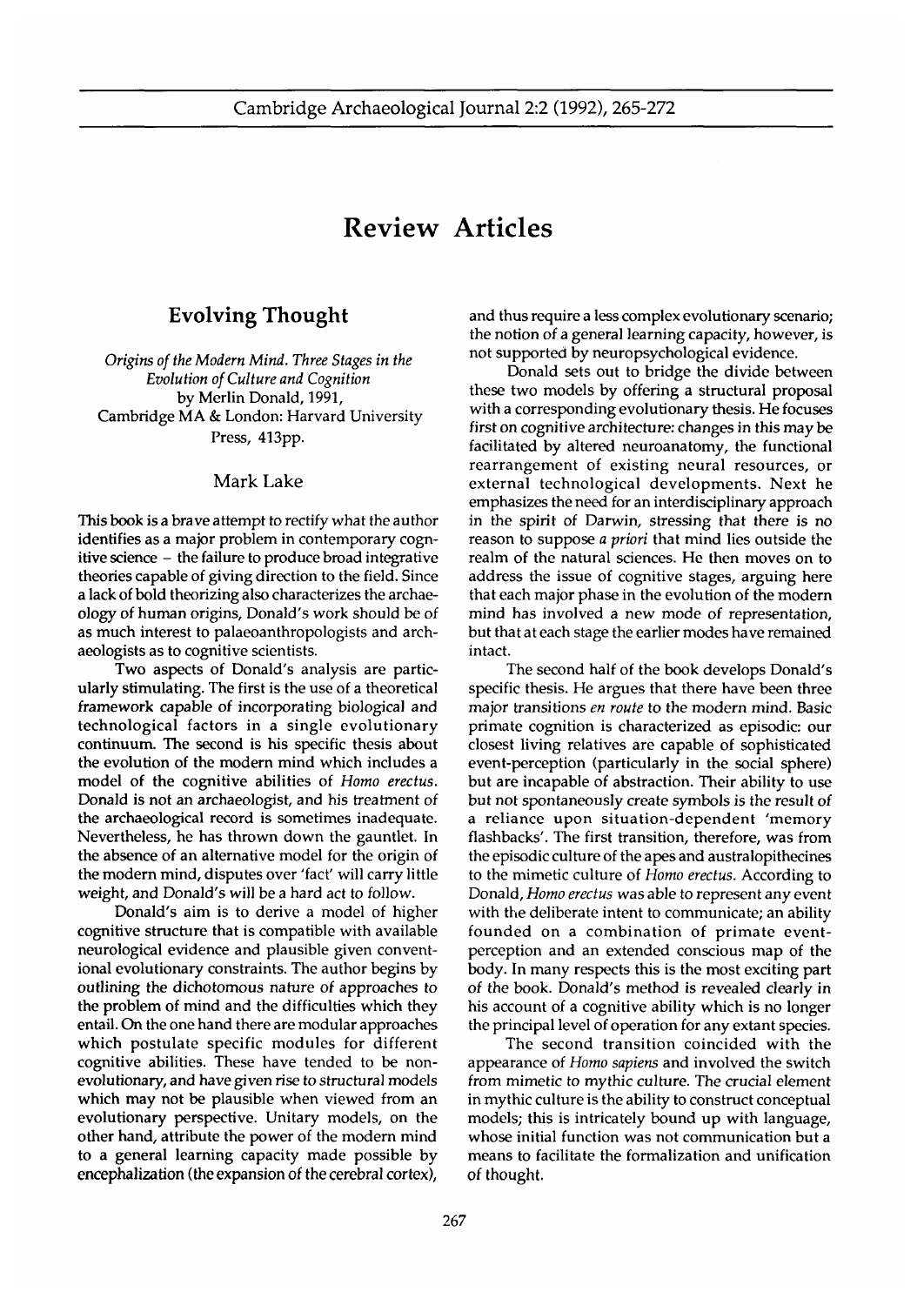# Review Articles

## Evolving Thought

*Origins of the Modern Mind. Three Stages in the Evolution of Culture and Cognition*
by Merlin Donald, 1991,
Cambridge MA & London: Harvard University Press, 413pp.

### Mark Lake

This book is a brave attempt to rectify what the author identifies as a major problem in contemporary cognitive science – the failure to produce broad integrative theories capable of giving direction to the field. Since a lack of bold theorizing also characterizes the archaeology of human origins, Donald's work should be of as much interest to palaeoanthropologists and archaeologists as to cognitive scientists.

Two aspects of Donald's analysis are particularly stimulating. The first is the use of a theoretical framework capable of incorporating biological and technological factors in a single evolutionary continuum. The second is his specific thesis about the evolution of the modern mind which includes a model of the cognitive abilities of *Homo erectus*. Donald is not an archaeologist, and his treatment of the archaeological record is sometimes inadequate. Nevertheless, he has thrown down the gauntlet. In the absence of an alternative model for the origin of the modern mind, disputes over 'fact' will carry little weight, and Donald's will be a hard act to follow.

Donald's aim is to derive a model of higher cognitive structure that is compatible with available neurological evidence and plausible given conventional evolutionary constraints. The author begins by outlining the dichotomous nature of approaches to the problem of mind and the difficulties which they entail. On the one hand there are modular approaches which postulate specific modules for different cognitive abilities. These have tended to be non-evolutionary, and have given rise to structural models which may not be plausible when viewed from an evolutionary perspective. Unitary models, on the other hand, attribute the power of the modern mind to a general learning capacity made possible by encephalization (the expansion of the cerebral cortex), and thus require a less complex evolutionary scenario; the notion of a general learning capacity, however, is not supported by neuropsychological evidence.

Donald sets out to bridge the divide between these two models by offering a structural proposal with a corresponding evolutionary thesis. He focuses first on cognitive architecture: changes in this may be facilitated by altered neuroanatomy, the functional rearrangement of existing neural resources, or external technological developments. Next he emphasizes the need for an interdisciplinary approach in the spirit of Darwin, stressing that there is no reason to suppose *a priori* that mind lies outside the realm of the natural sciences. He then moves on to address the issue of cognitive stages, arguing here that each major phase in the evolution of the modern mind has involved a new mode of representation, but that at each stage the earlier modes have remained intact.

The second half of the book develops Donald's specific thesis. He argues that there have been three major transitions *en route* to the modern mind. Basic primate cognition is characterized as episodic: our closest living relatives are capable of sophisticated event-perception (particularly in the social sphere) but are incapable of abstraction. Their ability to use but not spontaneously create symbols is the result of a reliance upon situation-dependent 'memory flashbacks'. The first transition, therefore, was from the episodic culture of the apes and australopithecines to the mimetic culture of *Homo erectus*. According to Donald, *Homo erectus* was able to represent any event with the deliberate intent to communicate; an ability founded on a combination of primate event-perception and an extended conscious map of the body. In many respects this is the most exciting part of the book. Donald's method is revealed clearly in his account of a cognitive ability which is no longer the principal level of operation for any extant species.

The second transition coincided with the appearance of *Homo sapiens* and involved the switch from mimetic to mythic culture. The crucial element in mythic culture is the ability to construct conceptual models; this is intricately bound up with language, whose initial function was not communication but a means to facilitate the formalization and unification of thought.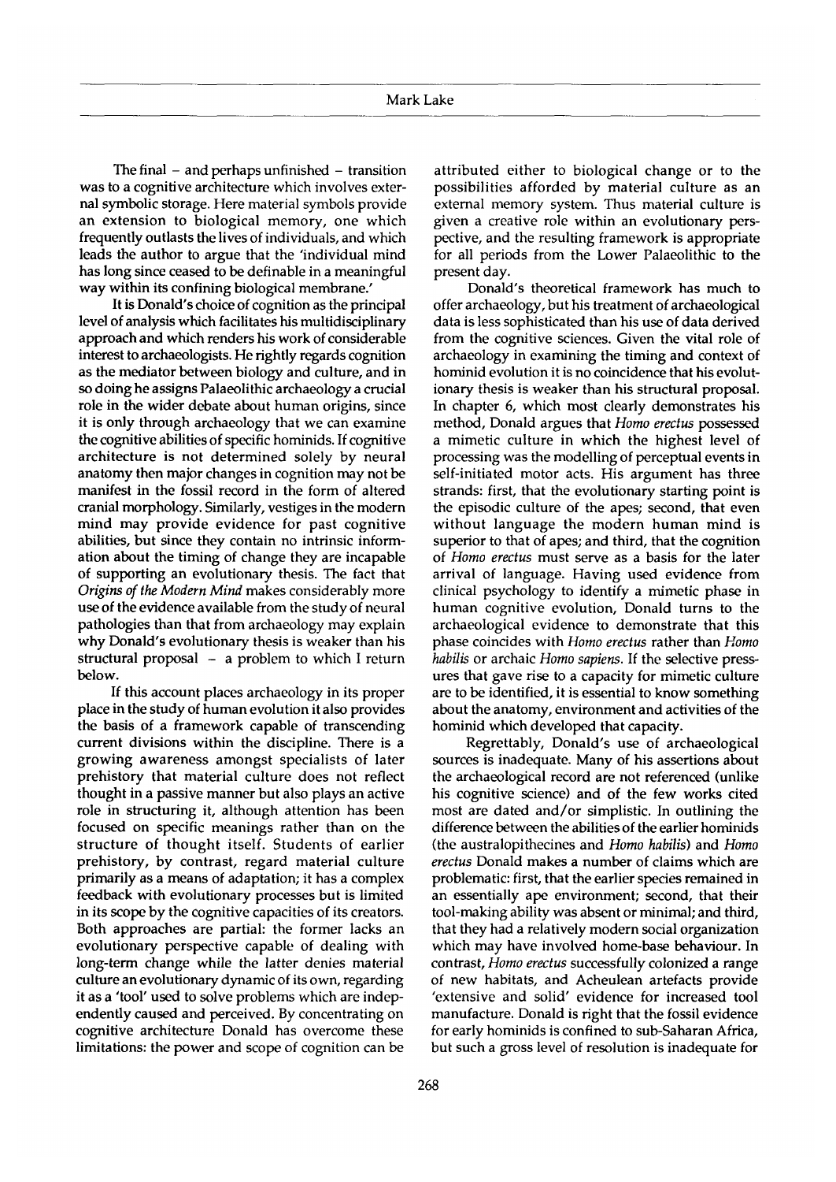The final – and perhaps unfinished – transition was to a cognitive architecture which involves external symbolic storage. Here material symbols provide an extension to biological memory, one which frequently outlasts the lives of individuals, and which leads the author to argue that the 'individual mind has long since ceased to be definable in a meaningful way within its confining biological membrane.'

It is Donald's choice of cognition as the principal level of analysis which facilitates his multidisciplinary approach and which renders his work of considerable interest to archaeologists. He rightly regards cognition as the mediator between biology and culture, and in so doing he assigns Palaeolithic archaeology a crucial role in the wider debate about human origins, since it is only through archaeology that we can examine the cognitive abilities of specific hominids. If cognitive architecture is not determined solely by neural anatomy then major changes in cognition may not be manifest in the fossil record in the form of altered cranial morphology. Similarly, vestiges in the modern mind may provide evidence for past cognitive abilities, but since they contain no intrinsic information about the timing of change they are incapable of supporting an evolutionary thesis. The fact that *Origins of the Modern Mind* makes considerably more use of the evidence available from the study of neural pathologies than that from archaeology may explain why Donald's evolutionary thesis is weaker than his structural proposal – a problem to which I return below.

If this account places archaeology in its proper place in the study of human evolution it also provides the basis of a framework capable of transcending current divisions within the discipline. There is a growing awareness amongst specialists of later prehistory that material culture does not reflect thought in a passive manner but also plays an active role in structuring it, although attention has been focused on specific meanings rather than on the structure of thought itself. Students of earlier prehistory, by contrast, regard material culture primarily as a means of adaptation; it has a complex feedback with evolutionary processes but is limited in its scope by the cognitive capacities of its creators. Both approaches are partial: the former lacks an evolutionary perspective capable of dealing with long-term change while the latter denies material culture an evolutionary dynamic of its own, regarding it as a 'tool' used to solve problems which are independently caused and perceived. By concentrating on cognitive architecture Donald has overcome these limitations: the power and scope of cognition can be attributed either to biological change or to the possibilities afforded by material culture as an external memory system. Thus material culture is given a creative role within an evolutionary perspective, and the resulting framework is appropriate for all periods from the Lower Palaeolithic to the present day.

Donald's theoretical framework has much to offer archaeology, but his treatment of archaeological data is less sophisticated than his use of data derived from the cognitive sciences. Given the vital role of archaeology in examining the timing and context of hominid evolution it is no coincidence that his evolutionary thesis is weaker than his structural proposal. In chapter 6, which most clearly demonstrates his method, Donald argues that *Homo erectus* possessed a mimetic culture in which the highest level of processing was the modelling of perceptual events in self-initiated motor acts. His argument has three strands: first, that the evolutionary starting point is the episodic culture of the apes; second, that even without language the modern human mind is superior to that of apes; and third, that the cognition of *Homo erectus* must serve as a basis for the later arrival of language. Having used evidence from clinical psychology to identify a mimetic phase in human cognitive evolution, Donald turns to the archaeological evidence to demonstrate that this phase coincides with *Homo erectus* rather than *Homo habilis* or archaic *Homo sapiens*. If the selective pressures that gave rise to a capacity for mimetic culture are to be identified, it is essential to know something about the anatomy, environment and activities of the hominid which developed that capacity.

Regrettably, Donald's use of archaeological sources is inadequate. Many of his assertions about the archaeological record are not referenced (unlike his cognitive science) and of the few works cited most are dated and/or simplistic. In outlining the difference between the abilities of the earlier hominids (the australopithecines and *Homo habilis*) and *Homo erectus* Donald makes a number of claims which are problematic: first, that the earlier species remained in an essentially ape environment; second, that their tool-making ability was absent or minimal; and third, that they had a relatively modern social organization which may have involved home-base behaviour. In contrast, *Homo erectus* successfully colonized a range of new habitats, and Acheulean artefacts provide 'extensive and solid' evidence for increased tool manufacture. Donald is right that the fossil evidence for early hominids is confined to sub-Saharan Africa, but such a gross level of resolution is inadequate for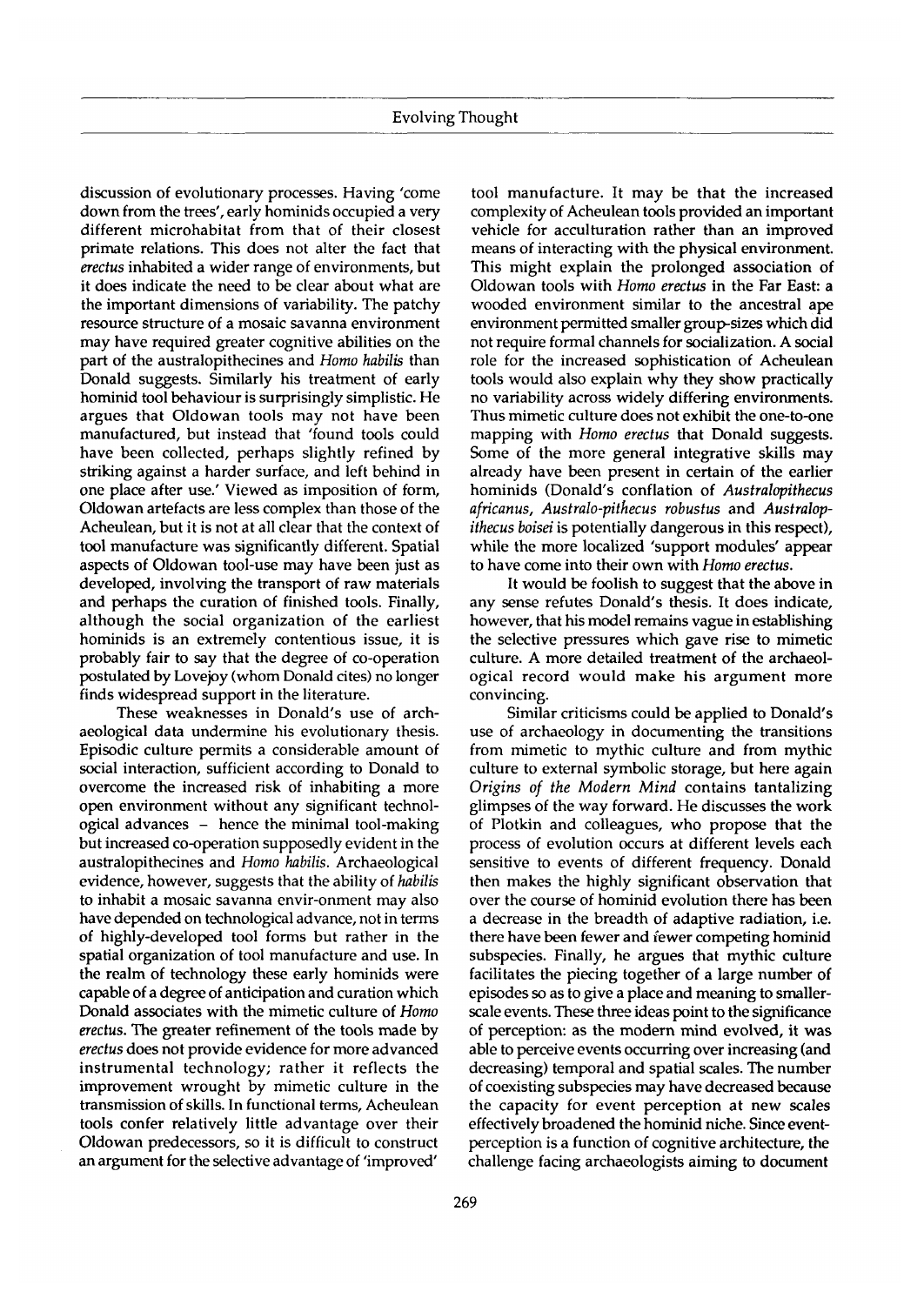discussion of evolutionary processes. Having 'come down from the trees', early hominids occupied a very different microhabitat from that of their closest primate relations. This does not alter the fact that *erectus* inhabited a wider range of environments, but it does indicate the need to be clear about what are the important dimensions of variability. The patchy resource structure of a mosaic savanna environment may have required greater cognitive abilities on the part of the australopithecines and *Homo habilis* than Donald suggests. Similarly his treatment of early hominid tool behaviour is surprisingly simplistic. He argues that Oldowan tools may not have been manufactured, but instead that 'found tools could have been collected, perhaps slightly refined by striking against a harder surface, and left behind in one place after use.' Viewed as imposition of form, Oldowan artefacts are less complex than those of the Acheulean, but it is not at all clear that the context of tool manufacture was significantly different. Spatial aspects of Oldowan tool-use may have been just as developed, involving the transport of raw materials and perhaps the curation of finished tools. Finally, although the social organization of the earliest hominids is an extremely contentious issue, it is probably fair to say that the degree of co-operation postulated by Lovejoy (whom Donald cites) no longer finds widespread support in the literature.

These weaknesses in Donald's use of archaeological data undermine his evolutionary thesis. Episodic culture permits a considerable amount of social interaction, sufficient according to Donald to overcome the increased risk of inhabiting a more open environment without any significant technological advances – hence the minimal tool-making but increased co-operation supposedly evident in the australopithecines and *Homo habilis*. Archaeological evidence, however, suggests that the ability of *habilis* to inhabit a mosaic savanna envir-onment may also have depended on technological advance, not in terms of highly-developed tool forms but rather in the spatial organization of tool manufacture and use. In the realm of technology these early hominids were capable of a degree of anticipation and curation which Donald associates with the mimetic culture of *Homo erectus*. The greater refinement of the tools made by *erectus* does not provide evidence for more advanced instrumental technology; rather it reflects the improvement wrought by mimetic culture in the transmission of skills. In functional terms, Acheulean tools confer relatively little advantage over their Oldowan predecessors, so it is difficult to construct an argument for the selective advantage of 'improved' tool manufacture. It may be that the increased complexity of Acheulean tools provided an important vehicle for acculturation rather than an improved means of interacting with the physical environment. This might explain the prolonged association of Oldowan tools with *Homo erectus* in the Far East: a wooded environment similar to the ancestral ape environment permitted smaller group-sizes which did not require formal channels for socialization. A social role for the increased sophistication of Acheulean tools would also explain why they show practically no variability across widely differing environments. Thus mimetic culture does not exhibit the one-to-one mapping with *Homo erectus* that Donald suggests. Some of the more general integrative skills may already have been present in certain of the earlier hominids (Donald's conflation of *Australopithecus africanus*, *Australo-pithecus robustus* and *Australopithecus boisei* is potentially dangerous in this respect), while the more localized 'support modules' appear to have come into their own with *Homo erectus*.

It would be foolish to suggest that the above in any sense refutes Donald's thesis. It does indicate, however, that his model remains vague in establishing the selective pressures which gave rise to mimetic culture. A more detailed treatment of the archaeological record would make his argument more convincing.

Similar criticisms could be applied to Donald's use of archaeology in documenting the transitions from mimetic to mythic culture and from mythic culture to external symbolic storage, but here again *Origins of the Modern Mind* contains tantalizing glimpses of the way forward. He discusses the work of Plotkin and colleagues, who propose that the process of evolution occurs at different levels each sensitive to events of different frequency. Donald then makes the highly significant observation that over the course of hominid evolution there has been a decrease in the breadth of adaptive radiation, i.e. there have been fewer and fewer competing hominid subspecies. Finally, he argues that mythic culture facilitates the piecing together of a large number of episodes so as to give a place and meaning to smaller-scale events. These three ideas point to the significance of perception: as the modern mind evolved, it was able to perceive events occurring over increasing (and decreasing) temporal and spatial scales. The number of coexisting subspecies may have decreased because the capacity for event perception at new scales effectively broadened the hominid niche. Since event-perception is a function of cognitive architecture, the challenge facing archaeologists aiming to document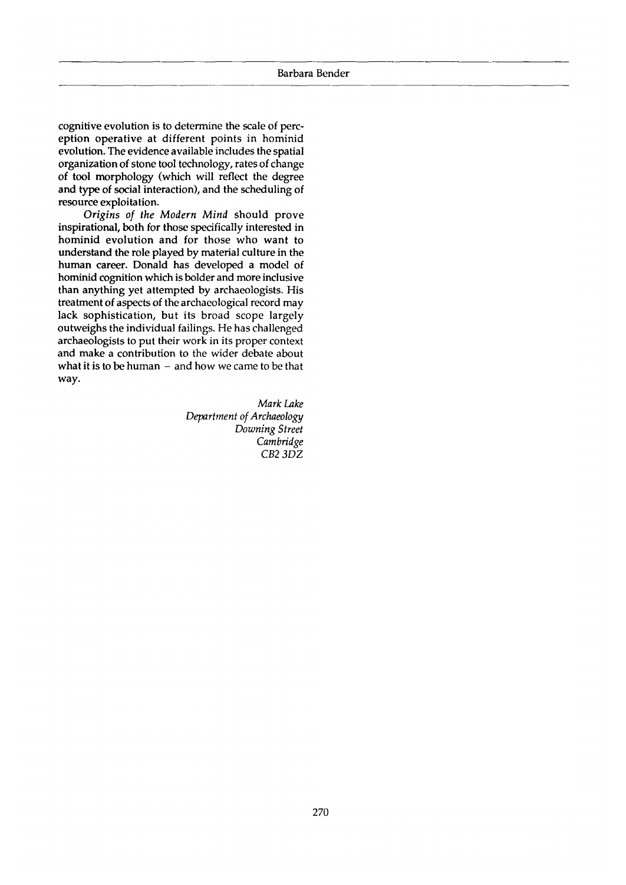cognitive evolution is to determine the scale of perception operative at different points in hominid evolution. The evidence available includes the spatial organization of stone tool technology, rates of change of tool morphology (which will reflect the degree and type of social interaction), and the scheduling of resource exploitation.

*Origins of the Modern Mind* should prove inspirational, both for those specifically interested in hominid evolution and for those who want to understand the role played by material culture in the human career. Donald has developed a model of hominid cognition which is bolder and more inclusive than anything yet attempted by archaeologists. His treatment of aspects of the archaeological record may lack sophistication, but its broad scope largely outweighs the individual failings. He has challenged archaeologists to put their work in its proper context and make a contribution to the wider debate about what it is to be human – and how we came to be that way.

*Mark Lake*
*Department of Archaeology*
*Downing Street*
*Cambridge*
*CB2 3DZ*